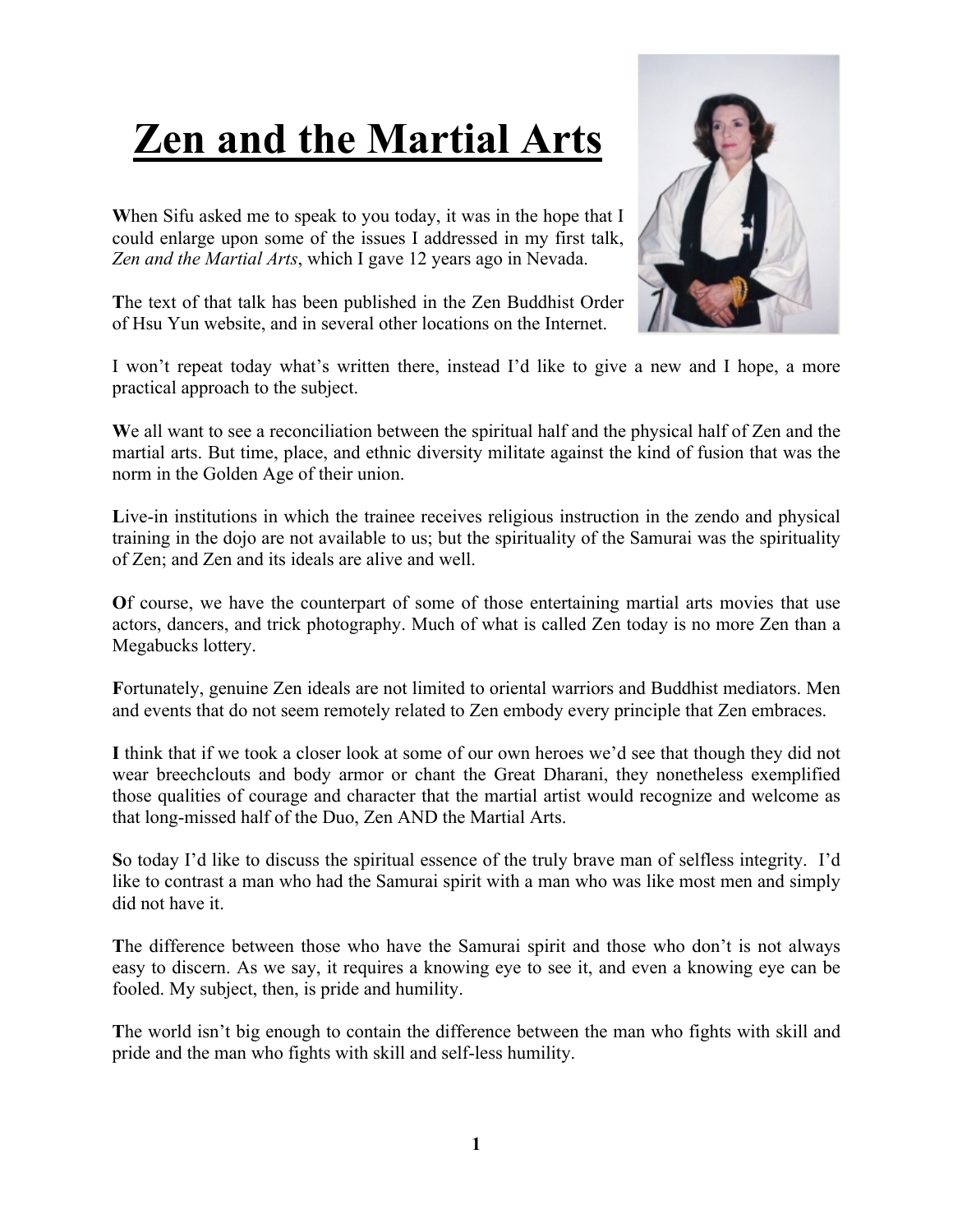# Zen and the Martial Arts

When Sifu asked me to speak to you today, it was in the hope that I could enlarge upon some of the issues I addressed in my first talk, *Zen and the Martial Arts*, which I gave 12 years ago in Nevada.

The text of that talk has been published in the Zen Buddhist Order of Hsu Yun website, and in several other locations on the Internet.

I won't repeat today what's written there, instead I'd like to give a new and I hope, a more practical approach to the subject.

We all want to see a reconciliation between the spiritual half and the physical half of Zen and the martial arts. But time, place, and ethnic diversity militate against the kind of fusion that was the norm in the Golden Age of their union.

Live-in institutions in which the trainee receives religious instruction in the zendo and physical training in the dojo are not available to us; but the spirituality of the Samurai was the spirituality of Zen; and Zen and its ideals are alive and well.

Of course, we have the counterpart of some of those entertaining martial arts movies that use actors, dancers, and trick photography. Much of what is called Zen today is no more Zen than a Megabucks lottery.

Fortunately, genuine Zen ideals are not limited to oriental warriors and Buddhist mediators. Men and events that do not seem remotely related to Zen embody every principle that Zen embraces.

I think that if we took a closer look at some of our own heroes we'd see that though they did not wear breechclouts and body armor or chant the Great Dharani, they nonetheless exemplified those qualities of courage and character that the martial artist would recognize and welcome as that long-missed half of the Duo, Zen AND the Martial Arts.

So today I'd like to discuss the spiritual essence of the truly brave man of selfless integrity. I'd like to contrast a man who had the Samurai spirit with a man who was like most men and simply did not have it.

The difference between those who have the Samurai spirit and those who don't is not always easy to discern. As we say, it requires a knowing eye to see it, and even a knowing eye can be fooled. My subject, then, is pride and humility.

The world isn't big enough to contain the difference between the man who fights with skill and pride and the man who fights with skill and self-less humility.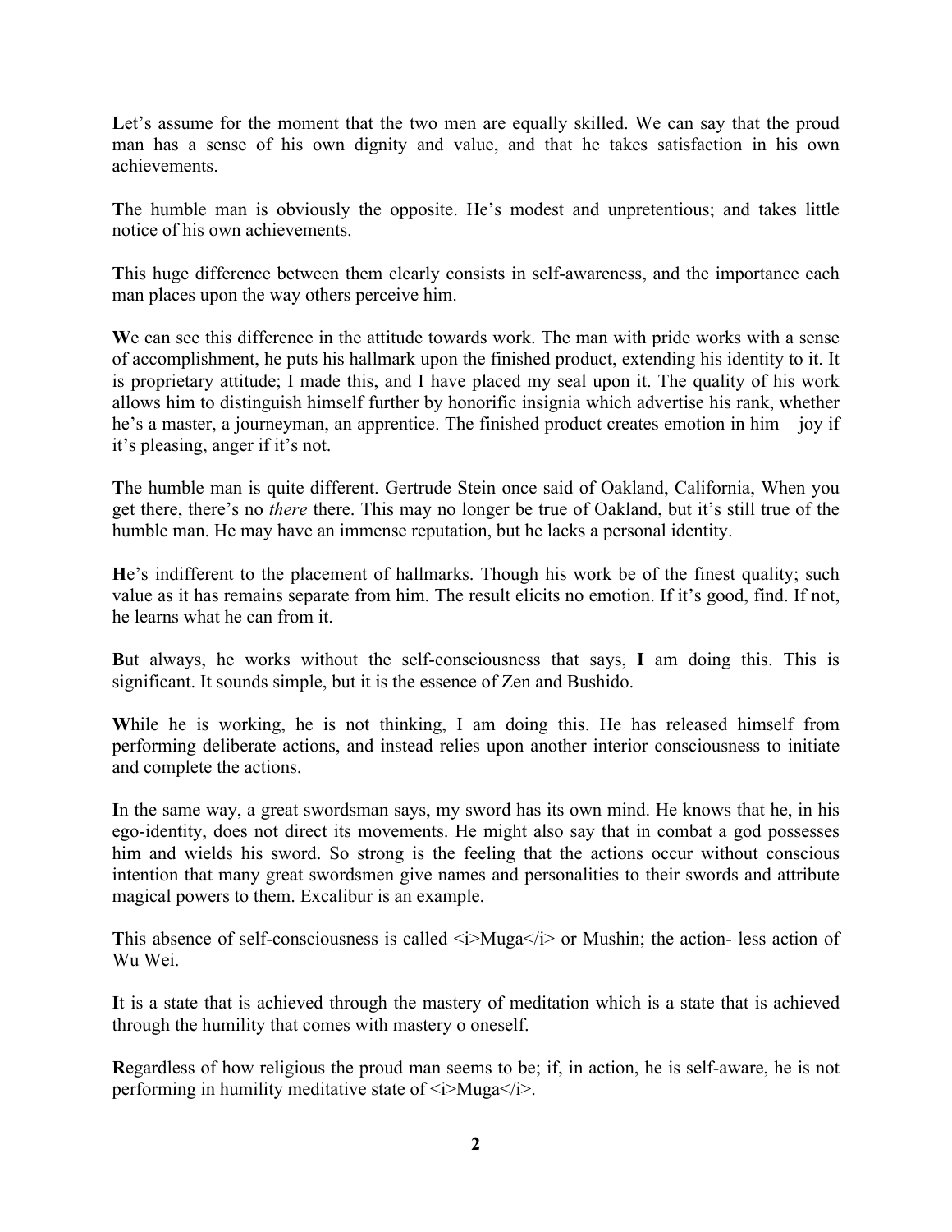**L**et's assume for the moment that the two men are equally skilled. We can say that the proud man has a sense of his own dignity and value, and that he takes satisfaction in his own achievements.

**T**he humble man is obviously the opposite. He's modest and unpretentious; and takes little notice of his own achievements.

**T**his huge difference between them clearly consists in self-awareness, and the importance each man places upon the way others perceive him.

**W**e can see this difference in the attitude towards work. The man with pride works with a sense of accomplishment, he puts his hallmark upon the finished product, extending his identity to it. It is proprietary attitude; I made this, and I have placed my seal upon it. The quality of his work allows him to distinguish himself further by honorific insignia which advertise his rank, whether he's a master, a journeyman, an apprentice. The finished product creates emotion in him – joy if it's pleasing, anger if it's not.

**T**he humble man is quite different. Gertrude Stein once said of Oakland, California, When you get there, there's no *there* there. This may no longer be true of Oakland, but it's still true of the humble man. He may have an immense reputation, but he lacks a personal identity.

**H**e's indifferent to the placement of hallmarks. Though his work be of the finest quality; such value as it has remains separate from him. The result elicits no emotion. If it's good, find. If not, he learns what he can from it.

**B**ut always, he works without the self-consciousness that says, **I** am doing this. This is significant. It sounds simple, but it is the essence of Zen and Bushido.

**W**hile he is working, he is not thinking, I am doing this. He has released himself from performing deliberate actions, and instead relies upon another interior consciousness to initiate and complete the actions.

**I**n the same way, a great swordsman says, my sword has its own mind. He knows that he, in his ego-identity, does not direct its movements. He might also say that in combat a god possesses him and wields his sword. So strong is the feeling that the actions occur without conscious intention that many great swordsmen give names and personalities to their swords and attribute magical powers to them. Excalibur is an example.

**T**his absence of self-consciousness is called <i>Muga</i> or Mushin; the action- less action of Wu Wei.

**I**t is a state that is achieved through the mastery of meditation which is a state that is achieved through the humility that comes with mastery o oneself.

**R**egardless of how religious the proud man seems to be; if, in action, he is self-aware, he is not performing in humility meditative state of <i>Muga</i>.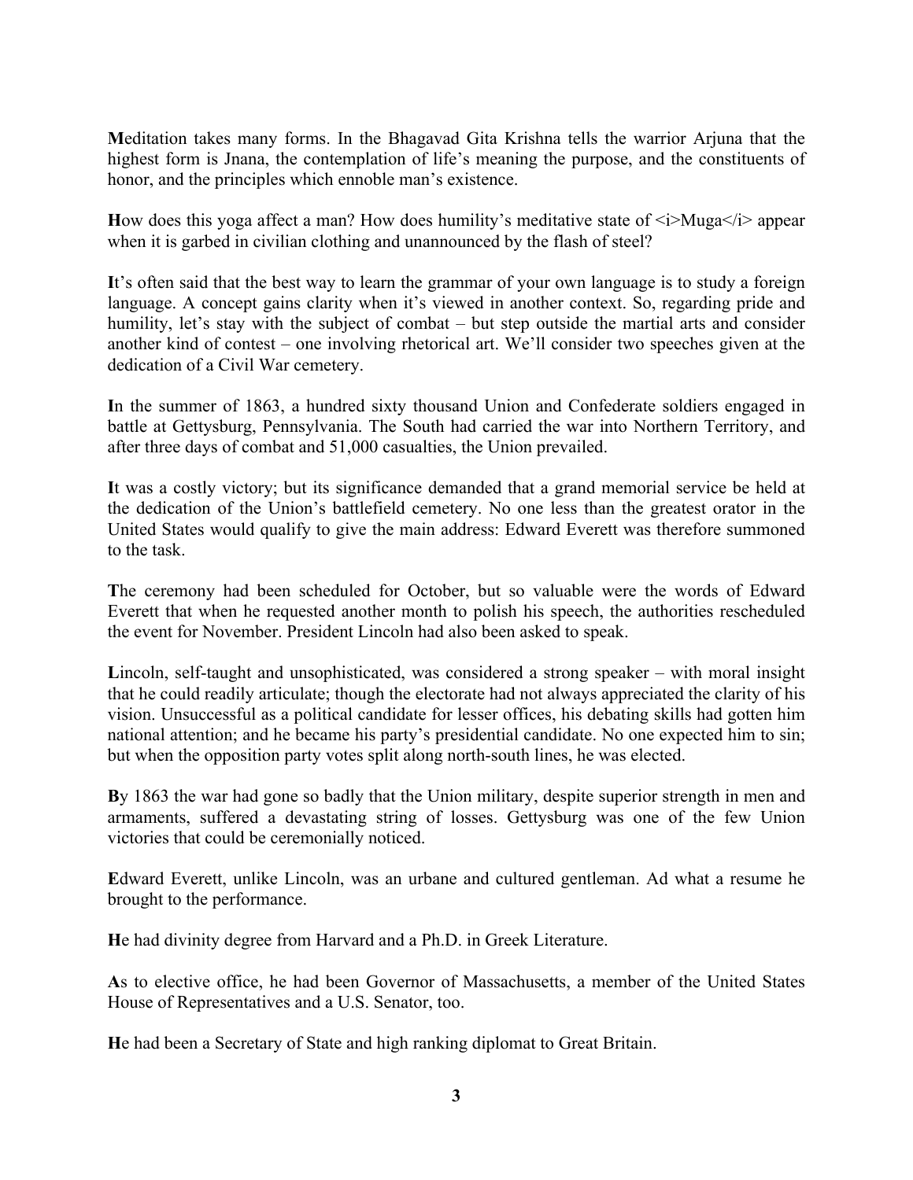**M**editation takes many forms. In the Bhagavad Gita Krishna tells the warrior Arjuna that the highest form is Jnana, the contemplation of life's meaning the purpose, and the constituents of honor, and the principles which ennoble man's existence.

**H**ow does this yoga affect a man? How does humility's meditative state of <i>Muga</i> appear when it is garbed in civilian clothing and unannounced by the flash of steel?

**I**t's often said that the best way to learn the grammar of your own language is to study a foreign language. A concept gains clarity when it's viewed in another context. So, regarding pride and humility, let's stay with the subject of combat – but step outside the martial arts and consider another kind of contest – one involving rhetorical art. We'll consider two speeches given at the dedication of a Civil War cemetery.

**I**n the summer of 1863, a hundred sixty thousand Union and Confederate soldiers engaged in battle at Gettysburg, Pennsylvania. The South had carried the war into Northern Territory, and after three days of combat and 51,000 casualties, the Union prevailed.

**I**t was a costly victory; but its significance demanded that a grand memorial service be held at the dedication of the Union's battlefield cemetery. No one less than the greatest orator in the United States would qualify to give the main address: Edward Everett was therefore summoned to the task.

**T**he ceremony had been scheduled for October, but so valuable were the words of Edward Everett that when he requested another month to polish his speech, the authorities rescheduled the event for November. President Lincoln had also been asked to speak.

**L**incoln, self-taught and unsophisticated, was considered a strong speaker – with moral insight that he could readily articulate; though the electorate had not always appreciated the clarity of his vision. Unsuccessful as a political candidate for lesser offices, his debating skills had gotten him national attention; and he became his party's presidential candidate. No one expected him to sin; but when the opposition party votes split along north-south lines, he was elected.

**B**y 1863 the war had gone so badly that the Union military, despite superior strength in men and armaments, suffered a devastating string of losses. Gettysburg was one of the few Union victories that could be ceremonially noticed.

**E**dward Everett, unlike Lincoln, was an urbane and cultured gentleman. Ad what a resume he brought to the performance.

**H**e had divinity degree from Harvard and a Ph.D. in Greek Literature.

**A**s to elective office, he had been Governor of Massachusetts, a member of the United States House of Representatives and a U.S. Senator, too.

**H**e had been a Secretary of State and high ranking diplomat to Great Britain.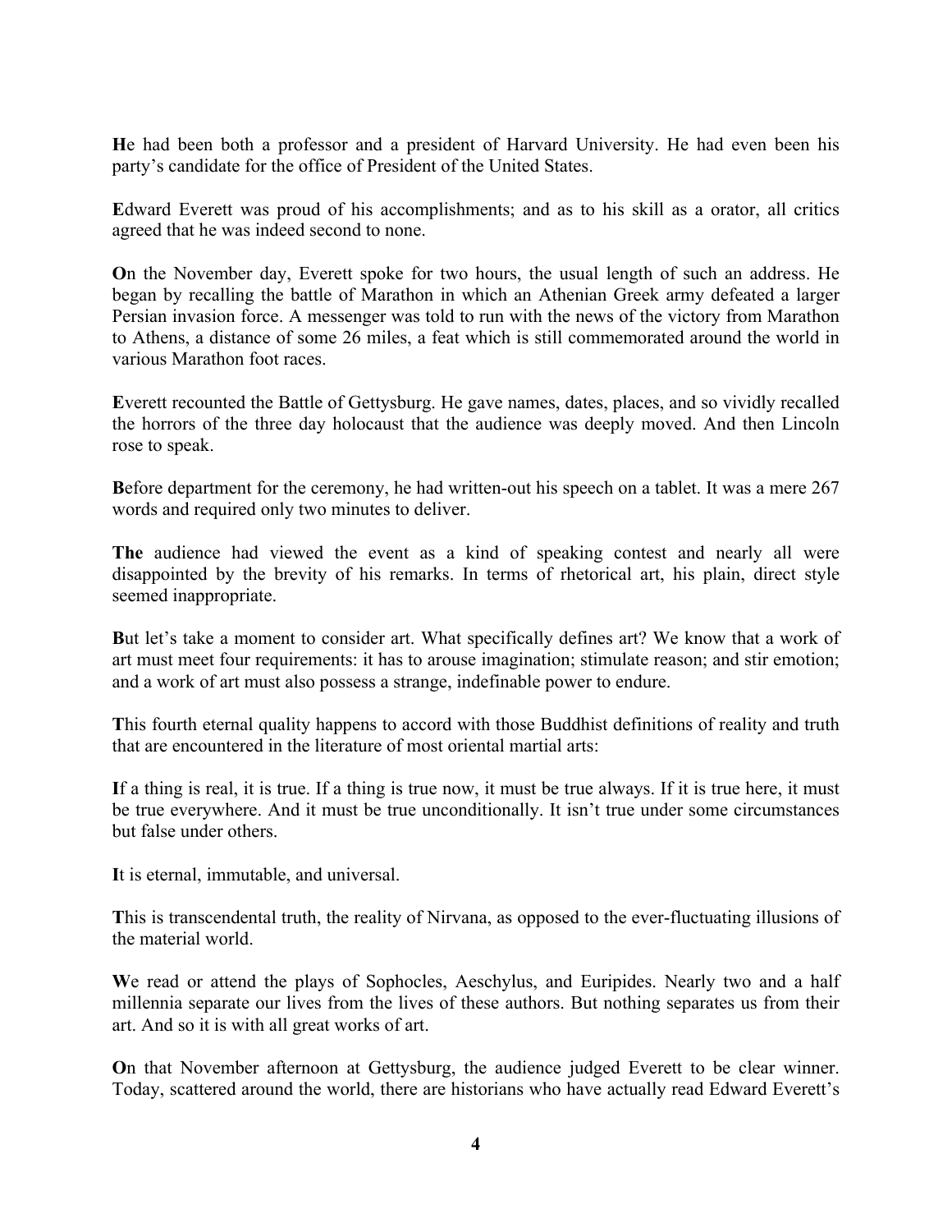**H**e had been both a professor and a president of Harvard University. He had even been his party's candidate for the office of President of the United States.

**E**dward Everett was proud of his accomplishments; and as to his skill as a orator, all critics agreed that he was indeed second to none.

**O**n the November day, Everett spoke for two hours, the usual length of such an address. He began by recalling the battle of Marathon in which an Athenian Greek army defeated a larger Persian invasion force. A messenger was told to run with the news of the victory from Marathon to Athens, a distance of some 26 miles, a feat which is still commemorated around the world in various Marathon foot races.

**E**verett recounted the Battle of Gettysburg. He gave names, dates, places, and so vividly recalled the horrors of the three day holocaust that the audience was deeply moved. And then Lincoln rose to speak.

**B**efore department for the ceremony, he had written-out his speech on a tablet. It was a mere 267 words and required only two minutes to deliver.

**The** audience had viewed the event as a kind of speaking contest and nearly all were disappointed by the brevity of his remarks. In terms of rhetorical art, his plain, direct style seemed inappropriate.

**B**ut let's take a moment to consider art. What specifically defines art? We know that a work of art must meet four requirements: it has to arouse imagination; stimulate reason; and stir emotion; and a work of art must also possess a strange, indefinable power to endure.

**T**his fourth eternal quality happens to accord with those Buddhist definitions of reality and truth that are encountered in the literature of most oriental martial arts:

**I**f a thing is real, it is true. If a thing is true now, it must be true always. If it is true here, it must be true everywhere. And it must be true unconditionally. It isn't true under some circumstances but false under others.

**I**t is eternal, immutable, and universal.

**T**his is transcendental truth, the reality of Nirvana, as opposed to the ever-fluctuating illusions of the material world.

**W**e read or attend the plays of Sophocles, Aeschylus, and Euripides. Nearly two and a half millennia separate our lives from the lives of these authors. But nothing separates us from their art. And so it is with all great works of art.

**O**n that November afternoon at Gettysburg, the audience judged Everett to be clear winner. Today, scattered around the world, there are historians who have actually read Edward Everett's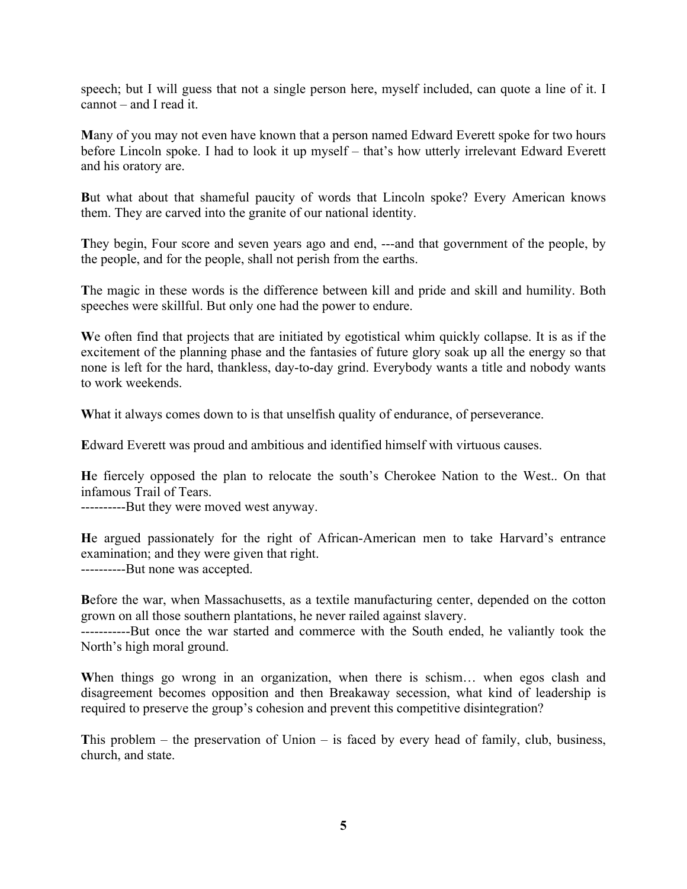speech; but I will guess that not a single person here, myself included, can quote a line of it. I cannot – and I read it.

**M**any of you may not even have known that a person named Edward Everett spoke for two hours before Lincoln spoke. I had to look it up myself – that's how utterly irrelevant Edward Everett and his oratory are.

**B**ut what about that shameful paucity of words that Lincoln spoke? Every American knows them. They are carved into the granite of our national identity.

**T**hey begin, Four score and seven years ago and end, ---and that government of the people, by the people, and for the people, shall not perish from the earths.

**T**he magic in these words is the difference between kill and pride and skill and humility. Both speeches were skillful. But only one had the power to endure.

**W**e often find that projects that are initiated by egotistical whim quickly collapse. It is as if the excitement of the planning phase and the fantasies of future glory soak up all the energy so that none is left for the hard, thankless, day-to-day grind. Everybody wants a title and nobody wants to work weekends.

**W**hat it always comes down to is that unselfish quality of endurance, of perseverance.

**E**dward Everett was proud and ambitious and identified himself with virtuous causes.

**H**e fiercely opposed the plan to relocate the south's Cherokee Nation to the West.. On that infamous Trail of Tears.
----------But they were moved west anyway.

**H**e argued passionately for the right of African-American men to take Harvard's entrance examination; and they were given that right.
----------But none was accepted.

**B**efore the war, when Massachusetts, as a textile manufacturing center, depended on the cotton grown on all those southern plantations, he never railed against slavery.
-----------But once the war started and commerce with the South ended, he valiantly took the North's high moral ground.

**W**hen things go wrong in an organization, when there is schism… when egos clash and disagreement becomes opposition and then Breakaway secession, what kind of leadership is required to preserve the group's cohesion and prevent this competitive disintegration?

**T**his problem – the preservation of Union – is faced by every head of family, club, business, church, and state.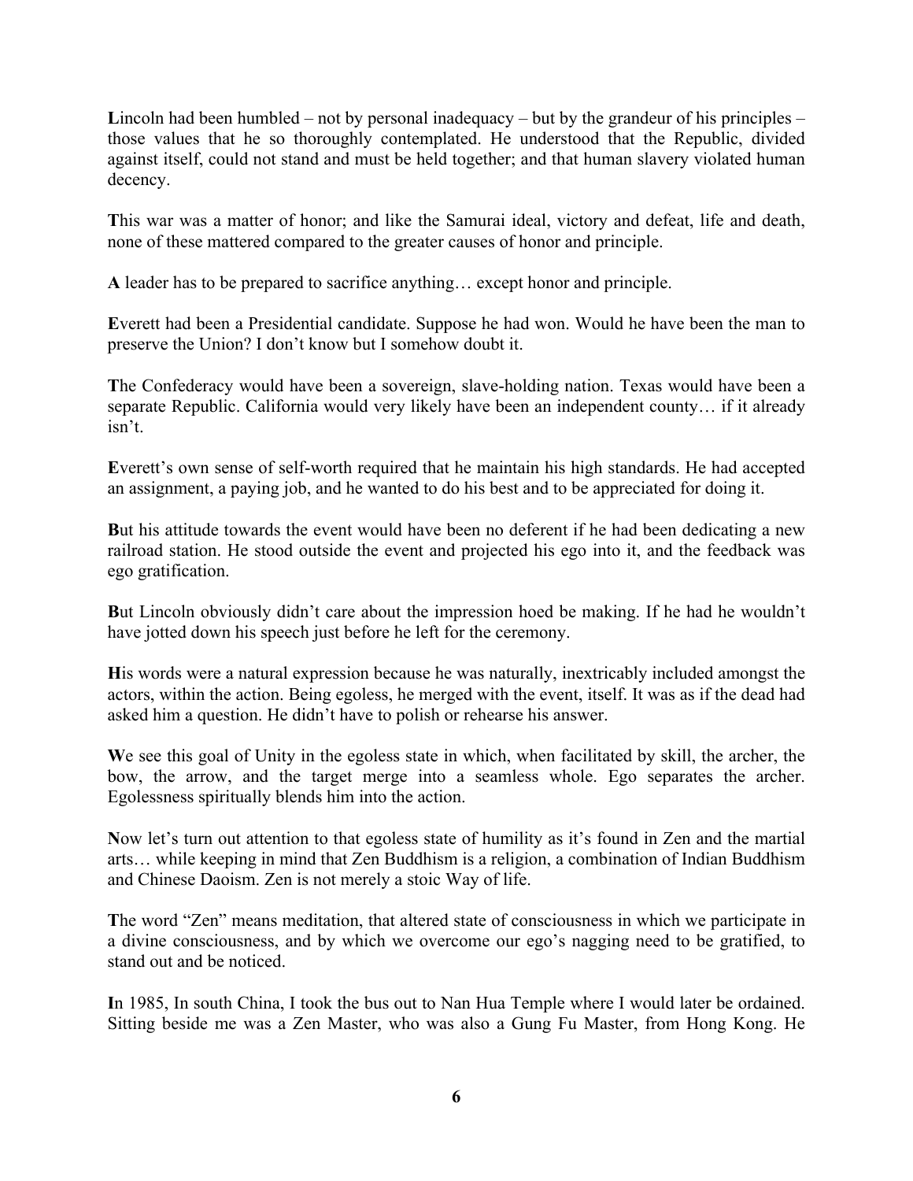**L**incoln had been humbled – not by personal inadequacy – but by the grandeur of his principles – those values that he so thoroughly contemplated. He understood that the Republic, divided against itself, could not stand and must be held together; and that human slavery violated human decency.

**T**his war was a matter of honor; and like the Samurai ideal, victory and defeat, life and death, none of these mattered compared to the greater causes of honor and principle.

**A** leader has to be prepared to sacrifice anything… except honor and principle.

**E**verett had been a Presidential candidate. Suppose he had won. Would he have been the man to preserve the Union? I don't know but I somehow doubt it.

**T**he Confederacy would have been a sovereign, slave-holding nation. Texas would have been a separate Republic. California would very likely have been an independent county… if it already isn't.

**E**verett's own sense of self-worth required that he maintain his high standards. He had accepted an assignment, a paying job, and he wanted to do his best and to be appreciated for doing it.

**B**ut his attitude towards the event would have been no deferent if he had been dedicating a new railroad station. He stood outside the event and projected his ego into it, and the feedback was ego gratification.

**B**ut Lincoln obviously didn't care about the impression hoed be making. If he had he wouldn't have jotted down his speech just before he left for the ceremony.

**H**is words were a natural expression because he was naturally, inextricably included amongst the actors, within the action. Being egoless, he merged with the event, itself. It was as if the dead had asked him a question. He didn't have to polish or rehearse his answer.

**W**e see this goal of Unity in the egoless state in which, when facilitated by skill, the archer, the bow, the arrow, and the target merge into a seamless whole. Ego separates the archer. Egolessness spiritually blends him into the action.

**N**ow let's turn out attention to that egoless state of humility as it's found in Zen and the martial arts… while keeping in mind that Zen Buddhism is a religion, a combination of Indian Buddhism and Chinese Daoism. Zen is not merely a stoic Way of life.

**T**he word "Zen" means meditation, that altered state of consciousness in which we participate in a divine consciousness, and by which we overcome our ego's nagging need to be gratified, to stand out and be noticed.

**I**n 1985, In south China, I took the bus out to Nan Hua Temple where I would later be ordained. Sitting beside me was a Zen Master, who was also a Gung Fu Master, from Hong Kong. He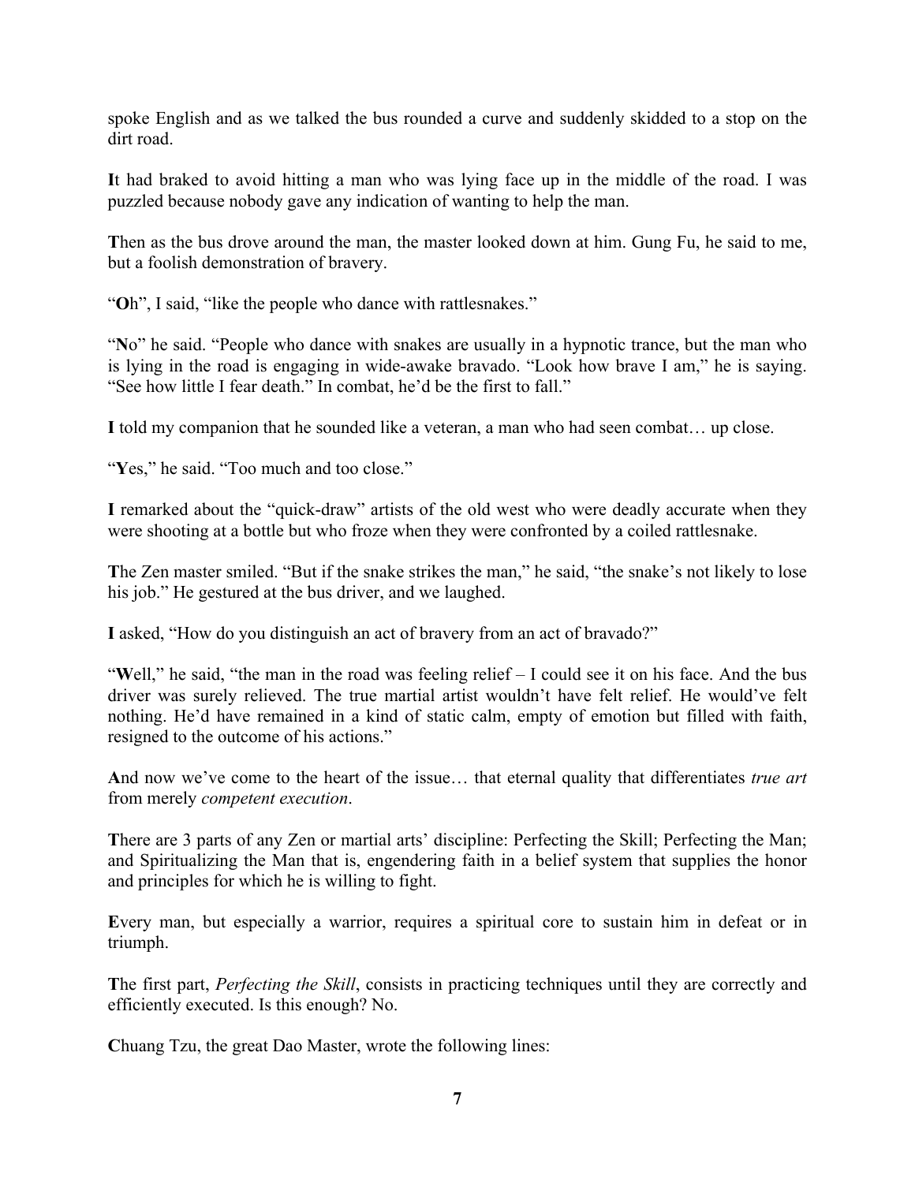spoke English and as we talked the bus rounded a curve and suddenly skidded to a stop on the dirt road.

**I**t had braked to avoid hitting a man who was lying face up in the middle of the road. I was puzzled because nobody gave any indication of wanting to help the man.

**T**hen as the bus drove around the man, the master looked down at him. Gung Fu, he said to me, but a foolish demonstration of bravery.

"**O**h", I said, "like the people who dance with rattlesnakes."

"**N**o" he said. "People who dance with snakes are usually in a hypnotic trance, but the man who is lying in the road is engaging in wide-awake bravado. "Look how brave I am," he is saying. "See how little I fear death." In combat, he'd be the first to fall."

**I** told my companion that he sounded like a veteran, a man who had seen combat… up close.

"**Y**es," he said. "Too much and too close."

**I** remarked about the "quick-draw" artists of the old west who were deadly accurate when they were shooting at a bottle but who froze when they were confronted by a coiled rattlesnake.

**T**he Zen master smiled. "But if the snake strikes the man," he said, "the snake's not likely to lose his job." He gestured at the bus driver, and we laughed.

**I** asked, "How do you distinguish an act of bravery from an act of bravado?"

"**W**ell," he said, "the man in the road was feeling relief – I could see it on his face. And the bus driver was surely relieved. The true martial artist wouldn't have felt relief. He would've felt nothing. He'd have remained in a kind of static calm, empty of emotion but filled with faith, resigned to the outcome of his actions."

**A**nd now we've come to the heart of the issue… that eternal quality that differentiates *true art* from merely *competent execution*.

**T**here are 3 parts of any Zen or martial arts' discipline: Perfecting the Skill; Perfecting the Man; and Spiritualizing the Man that is, engendering faith in a belief system that supplies the honor and principles for which he is willing to fight.

**E**very man, but especially a warrior, requires a spiritual core to sustain him in defeat or in triumph.

**T**he first part, *Perfecting the Skill*, consists in practicing techniques until they are correctly and efficiently executed. Is this enough? No.

**C**huang Tzu, the great Dao Master, wrote the following lines: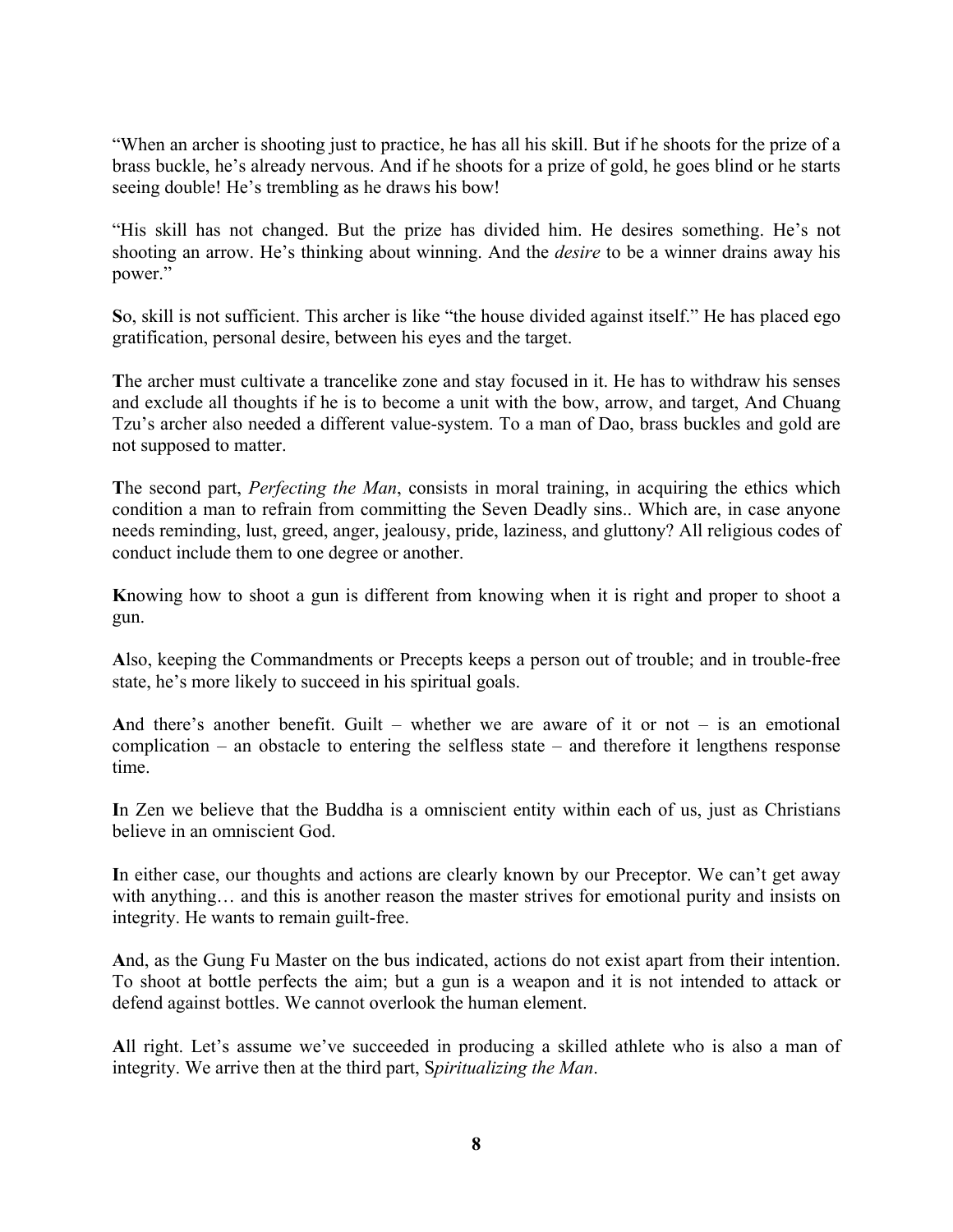"When an archer is shooting just to practice, he has all his skill. But if he shoots for the prize of a brass buckle, he's already nervous. And if he shoots for a prize of gold, he goes blind or he starts seeing double! He's trembling as he draws his bow!

"His skill has not changed. But the prize has divided him. He desires something. He's not shooting an arrow. He's thinking about winning. And the *desire* to be a winner drains away his power."

**S**o, skill is not sufficient. This archer is like "the house divided against itself." He has placed ego gratification, personal desire, between his eyes and the target.

**T**he archer must cultivate a trancelike zone and stay focused in it. He has to withdraw his senses and exclude all thoughts if he is to become a unit with the bow, arrow, and target, And Chuang Tzu's archer also needed a different value-system. To a man of Dao, brass buckles and gold are not supposed to matter.

**T**he second part, *Perfecting the Man*, consists in moral training, in acquiring the ethics which condition a man to refrain from committing the Seven Deadly sins.. Which are, in case anyone needs reminding, lust, greed, anger, jealousy, pride, laziness, and gluttony? All religious codes of conduct include them to one degree or another.

**K**nowing how to shoot a gun is different from knowing when it is right and proper to shoot a gun.

**A**lso, keeping the Commandments or Precepts keeps a person out of trouble; and in trouble-free state, he's more likely to succeed in his spiritual goals.

**A**nd there's another benefit. Guilt – whether we are aware of it or not – is an emotional complication – an obstacle to entering the selfless state – and therefore it lengthens response time.

**I**n Zen we believe that the Buddha is a omniscient entity within each of us, just as Christians believe in an omniscient God.

**I**n either case, our thoughts and actions are clearly known by our Preceptor. We can't get away with anything… and this is another reason the master strives for emotional purity and insists on integrity. He wants to remain guilt-free.

**A**nd, as the Gung Fu Master on the bus indicated, actions do not exist apart from their intention. To shoot at bottle perfects the aim; but a gun is a weapon and it is not intended to attack or defend against bottles. We cannot overlook the human element.

**A**ll right. Let's assume we've succeeded in producing a skilled athlete who is also a man of integrity. We arrive then at the third part, S*piritualizing the Man*.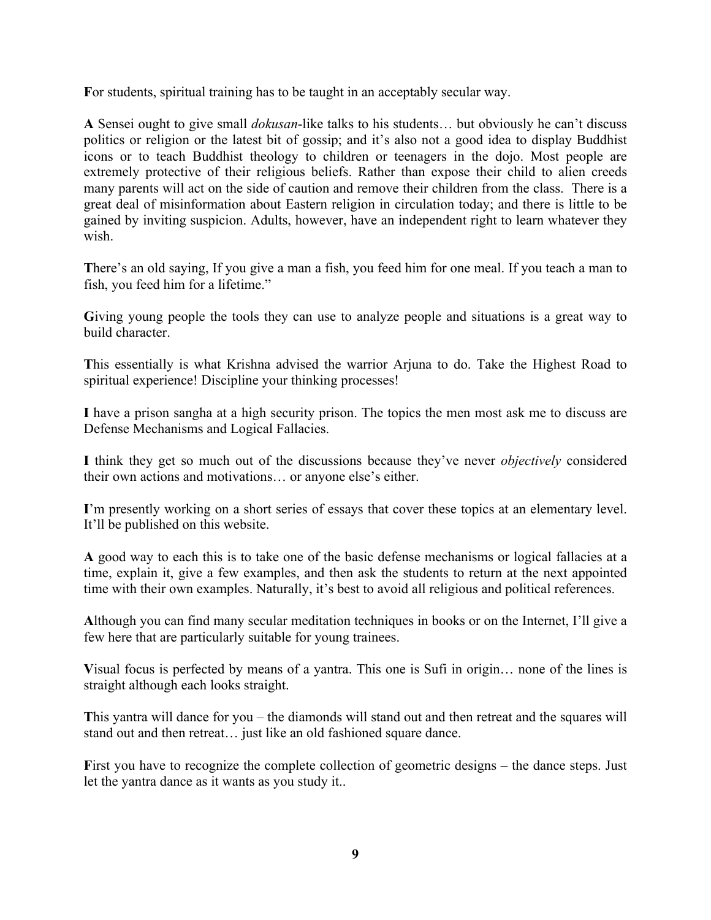**F**or students, spiritual training has to be taught in an acceptably secular way.

**A** Sensei ought to give small *dokusan*-like talks to his students… but obviously he can't discuss politics or religion or the latest bit of gossip; and it's also not a good idea to display Buddhist icons or to teach Buddhist theology to children or teenagers in the dojo. Most people are extremely protective of their religious beliefs. Rather than expose their child to alien creeds many parents will act on the side of caution and remove their children from the class. There is a great deal of misinformation about Eastern religion in circulation today; and there is little to be gained by inviting suspicion. Adults, however, have an independent right to learn whatever they wish.

**T**here's an old saying, If you give a man a fish, you feed him for one meal. If you teach a man to fish, you feed him for a lifetime."

**G**iving young people the tools they can use to analyze people and situations is a great way to build character.

**T**his essentially is what Krishna advised the warrior Arjuna to do. Take the Highest Road to spiritual experience! Discipline your thinking processes!

**I** have a prison sangha at a high security prison. The topics the men most ask me to discuss are Defense Mechanisms and Logical Fallacies.

**I** think they get so much out of the discussions because they've never *objectively* considered their own actions and motivations… or anyone else's either.

**I**'m presently working on a short series of essays that cover these topics at an elementary level. It'll be published on this website.

**A** good way to each this is to take one of the basic defense mechanisms or logical fallacies at a time, explain it, give a few examples, and then ask the students to return at the next appointed time with their own examples. Naturally, it's best to avoid all religious and political references.

**A**lthough you can find many secular meditation techniques in books or on the Internet, I'll give a few here that are particularly suitable for young trainees.

**V**isual focus is perfected by means of a yantra. This one is Sufi in origin… none of the lines is straight although each looks straight.

**T**his yantra will dance for you – the diamonds will stand out and then retreat and the squares will stand out and then retreat… just like an old fashioned square dance.

**F**irst you have to recognize the complete collection of geometric designs – the dance steps. Just let the yantra dance as it wants as you study it..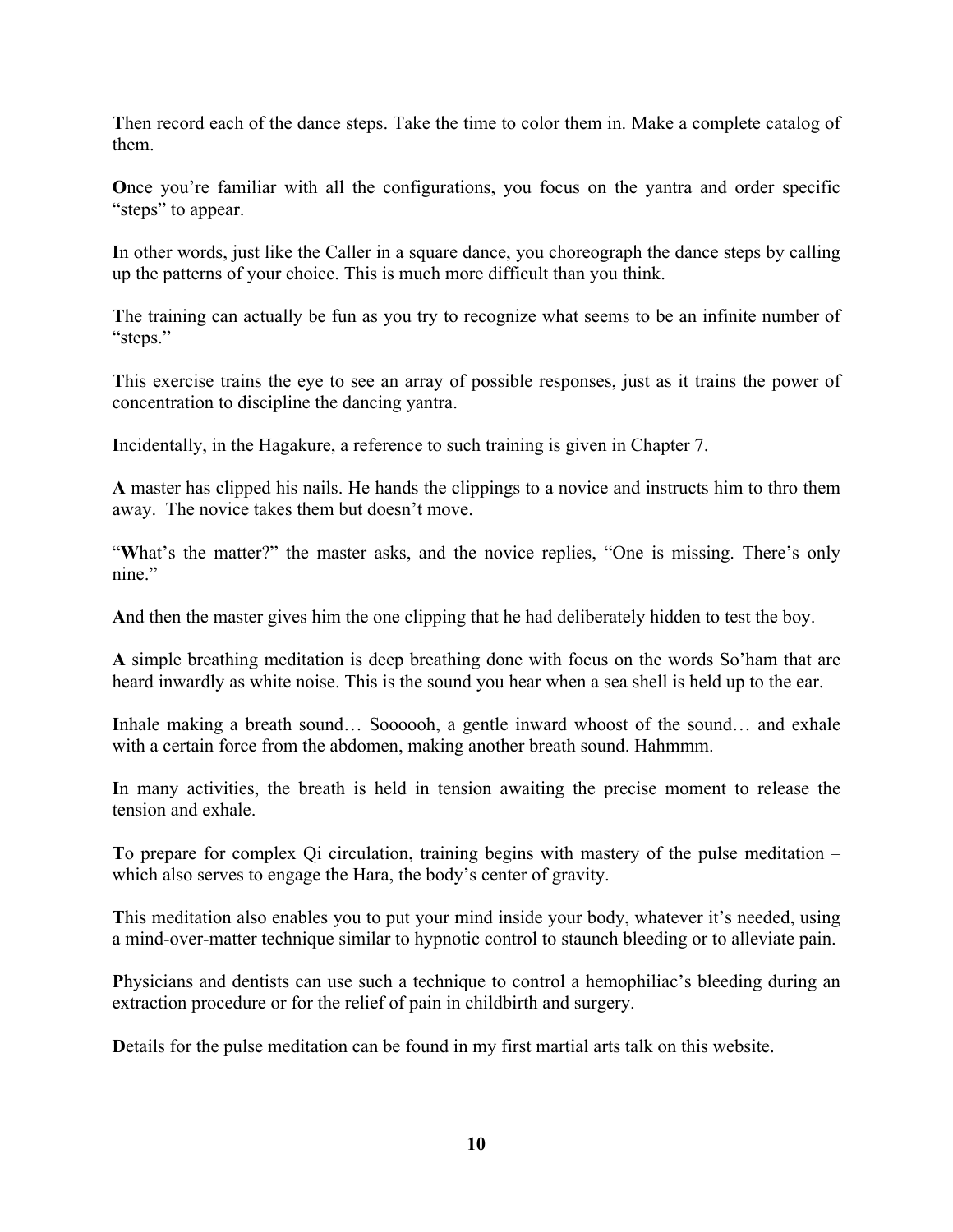**T**hen record each of the dance steps. Take the time to color them in. Make a complete catalog of them.

**O**nce you're familiar with all the configurations, you focus on the yantra and order specific "steps" to appear.

**I**n other words, just like the Caller in a square dance, you choreograph the dance steps by calling up the patterns of your choice. This is much more difficult than you think.

**T**he training can actually be fun as you try to recognize what seems to be an infinite number of "steps."

**T**his exercise trains the eye to see an array of possible responses, just as it trains the power of concentration to discipline the dancing yantra.

**I**ncidentally, in the Hagakure, a reference to such training is given in Chapter 7.

**A** master has clipped his nails. He hands the clippings to a novice and instructs him to thro them away. The novice takes them but doesn't move.

"**W**hat's the matter?" the master asks, and the novice replies, "One is missing. There's only nine."

**A**nd then the master gives him the one clipping that he had deliberately hidden to test the boy.

**A** simple breathing meditation is deep breathing done with focus on the words So'ham that are heard inwardly as white noise. This is the sound you hear when a sea shell is held up to the ear.

**I**nhale making a breath sound… Soooooh, a gentle inward whoost of the sound… and exhale with a certain force from the abdomen, making another breath sound. Hahmmm.

**I**n many activities, the breath is held in tension awaiting the precise moment to release the tension and exhale.

**T**o prepare for complex Qi circulation, training begins with mastery of the pulse meditation – which also serves to engage the Hara, the body's center of gravity.

**T**his meditation also enables you to put your mind inside your body, whatever it's needed, using a mind-over-matter technique similar to hypnotic control to staunch bleeding or to alleviate pain.

**P**hysicians and dentists can use such a technique to control a hemophiliac's bleeding during an extraction procedure or for the relief of pain in childbirth and surgery.

**D**etails for the pulse meditation can be found in my first martial arts talk on this website.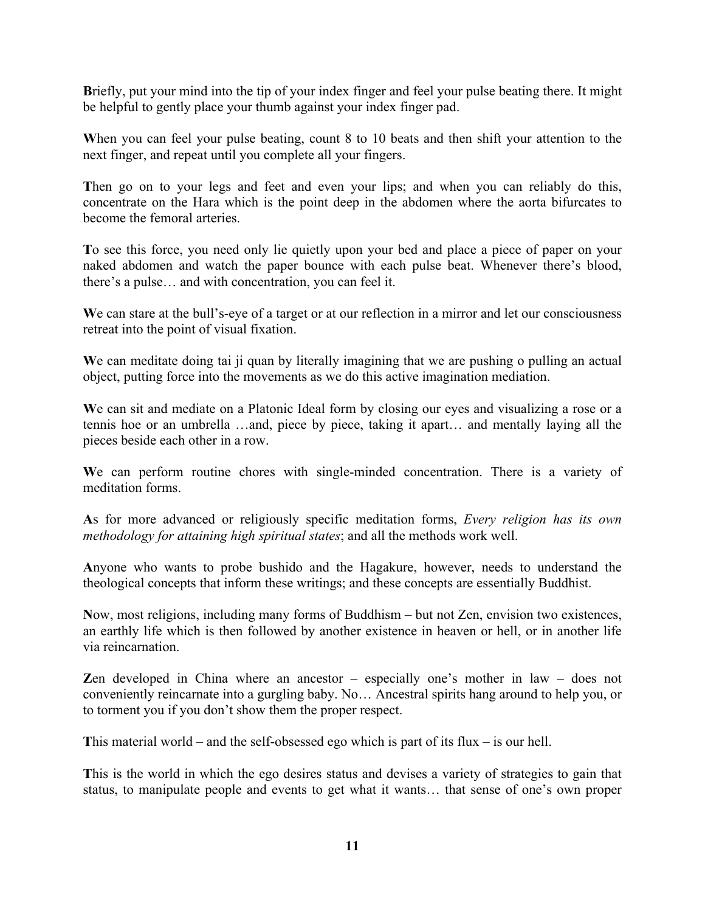**B**riefly, put your mind into the tip of your index finger and feel your pulse beating there. It might be helpful to gently place your thumb against your index finger pad.

**W**hen you can feel your pulse beating, count 8 to 10 beats and then shift your attention to the next finger, and repeat until you complete all your fingers.

**T**hen go on to your legs and feet and even your lips; and when you can reliably do this, concentrate on the Hara which is the point deep in the abdomen where the aorta bifurcates to become the femoral arteries.

**T**o see this force, you need only lie quietly upon your bed and place a piece of paper on your naked abdomen and watch the paper bounce with each pulse beat. Whenever there's blood, there's a pulse… and with concentration, you can feel it.

**W**e can stare at the bull's-eye of a target or at our reflection in a mirror and let our consciousness retreat into the point of visual fixation.

**W**e can meditate doing tai ji quan by literally imagining that we are pushing o pulling an actual object, putting force into the movements as we do this active imagination mediation.

**W**e can sit and mediate on a Platonic Ideal form by closing our eyes and visualizing a rose or a tennis hoe or an umbrella …and, piece by piece, taking it apart… and mentally laying all the pieces beside each other in a row.

**W**e can perform routine chores with single-minded concentration. There is a variety of meditation forms.

**A**s for more advanced or religiously specific meditation forms, *Every religion has its own methodology for attaining high spiritual states*; and all the methods work well.

**A**nyone who wants to probe bushido and the Hagakure, however, needs to understand the theological concepts that inform these writings; and these concepts are essentially Buddhist.

**N**ow, most religions, including many forms of Buddhism – but not Zen, envision two existences, an earthly life which is then followed by another existence in heaven or hell, or in another life via reincarnation.

**Z**en developed in China where an ancestor – especially one's mother in law – does not conveniently reincarnate into a gurgling baby. No… Ancestral spirits hang around to help you, or to torment you if you don't show them the proper respect.

**T**his material world – and the self-obsessed ego which is part of its flux – is our hell.

**T**his is the world in which the ego desires status and devises a variety of strategies to gain that status, to manipulate people and events to get what it wants… that sense of one's own proper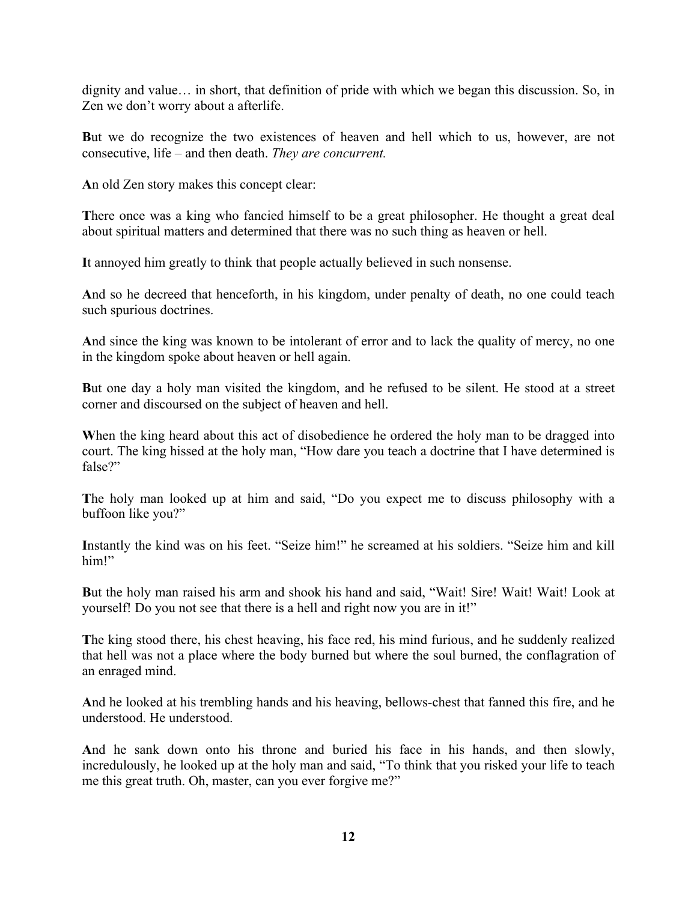dignity and value… in short, that definition of pride with which we began this discussion. So, in Zen we don't worry about a afterlife.

**B**ut we do recognize the two existences of heaven and hell which to us, however, are not consecutive, life – and then death. *They are concurrent.*

**A**n old Zen story makes this concept clear:

**T**here once was a king who fancied himself to be a great philosopher. He thought a great deal about spiritual matters and determined that there was no such thing as heaven or hell.

**I**t annoyed him greatly to think that people actually believed in such nonsense.

**A**nd so he decreed that henceforth, in his kingdom, under penalty of death, no one could teach such spurious doctrines.

**A**nd since the king was known to be intolerant of error and to lack the quality of mercy, no one in the kingdom spoke about heaven or hell again.

**B**ut one day a holy man visited the kingdom, and he refused to be silent. He stood at a street corner and discoursed on the subject of heaven and hell.

**W**hen the king heard about this act of disobedience he ordered the holy man to be dragged into court. The king hissed at the holy man, "How dare you teach a doctrine that I have determined is false?"

**T**he holy man looked up at him and said, "Do you expect me to discuss philosophy with a buffoon like you?"

**I**nstantly the kind was on his feet. "Seize him!" he screamed at his soldiers. "Seize him and kill him!"

**B**ut the holy man raised his arm and shook his hand and said, "Wait! Sire! Wait! Wait! Look at yourself! Do you not see that there is a hell and right now you are in it!"

**T**he king stood there, his chest heaving, his face red, his mind furious, and he suddenly realized that hell was not a place where the body burned but where the soul burned, the conflagration of an enraged mind.

**A**nd he looked at his trembling hands and his heaving, bellows-chest that fanned this fire, and he understood. He understood.

**A**nd he sank down onto his throne and buried his face in his hands, and then slowly, incredulously, he looked up at the holy man and said, "To think that you risked your life to teach me this great truth. Oh, master, can you ever forgive me?"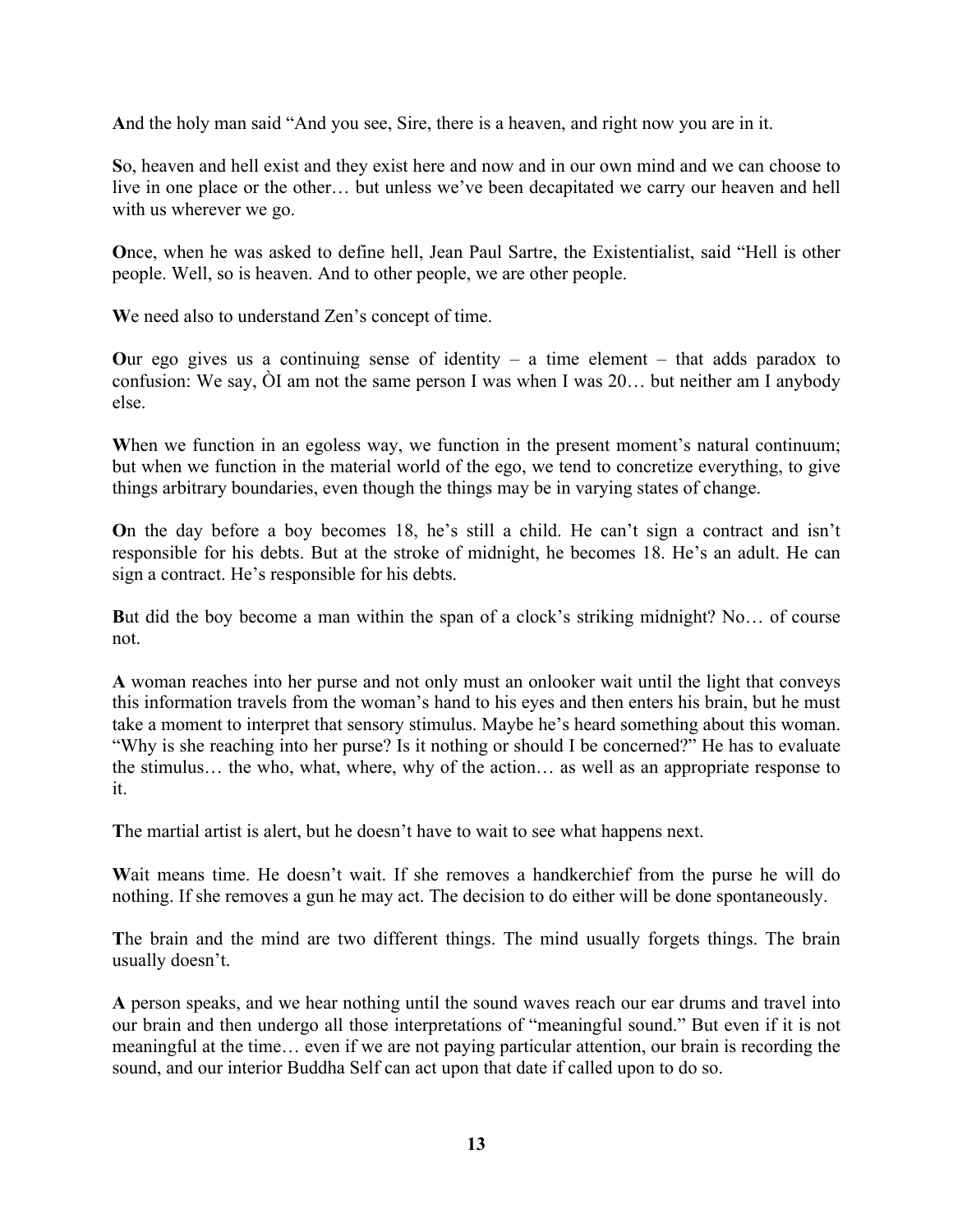**A**nd the holy man said "And you see, Sire, there is a heaven, and right now you are in it.

**S**o, heaven and hell exist and they exist here and now and in our own mind and we can choose to live in one place or the other… but unless we've been decapitated we carry our heaven and hell with us wherever we go.

**O**nce, when he was asked to define hell, Jean Paul Sartre, the Existentialist, said "Hell is other people. Well, so is heaven. And to other people, we are other people.

**W**e need also to understand Zen's concept of time.

**O**ur ego gives us a continuing sense of identity – a time element – that adds paradox to confusion: We say, ÒI am not the same person I was when I was 20… but neither am I anybody else.

**W**hen we function in an egoless way, we function in the present moment's natural continuum; but when we function in the material world of the ego, we tend to concretize everything, to give things arbitrary boundaries, even though the things may be in varying states of change.

**O**n the day before a boy becomes 18, he's still a child. He can't sign a contract and isn't responsible for his debts. But at the stroke of midnight, he becomes 18. He's an adult. He can sign a contract. He's responsible for his debts.

**B**ut did the boy become a man within the span of a clock's striking midnight? No… of course not.

**A** woman reaches into her purse and not only must an onlooker wait until the light that conveys this information travels from the woman's hand to his eyes and then enters his brain, but he must take a moment to interpret that sensory stimulus. Maybe he's heard something about this woman. "Why is she reaching into her purse? Is it nothing or should I be concerned?" He has to evaluate the stimulus… the who, what, where, why of the action… as well as an appropriate response to it.

**T**he martial artist is alert, but he doesn't have to wait to see what happens next.

**W**ait means time. He doesn't wait. If she removes a handkerchief from the purse he will do nothing. If she removes a gun he may act. The decision to do either will be done spontaneously.

**T**he brain and the mind are two different things. The mind usually forgets things. The brain usually doesn't.

**A** person speaks, and we hear nothing until the sound waves reach our ear drums and travel into our brain and then undergo all those interpretations of "meaningful sound." But even if it is not meaningful at the time… even if we are not paying particular attention, our brain is recording the sound, and our interior Buddha Self can act upon that date if called upon to do so.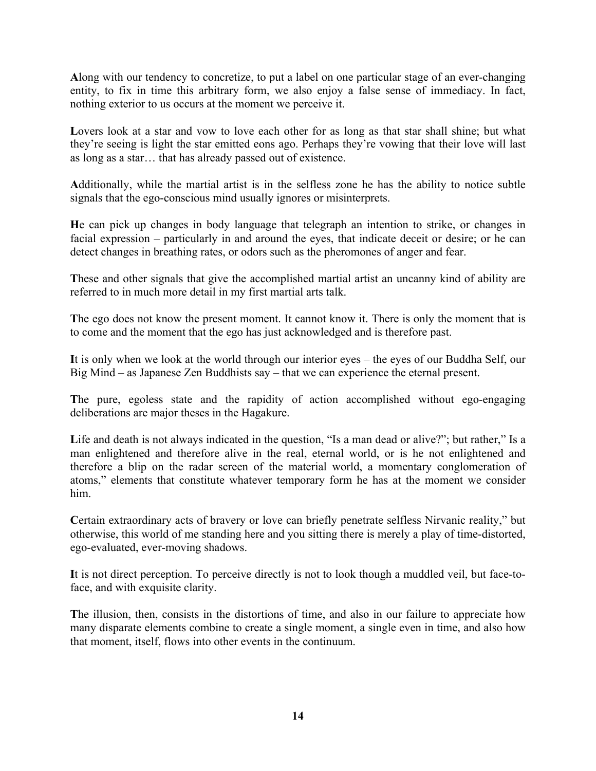**A**long with our tendency to concretize, to put a label on one particular stage of an ever-changing entity, to fix in time this arbitrary form, we also enjoy a false sense of immediacy. In fact, nothing exterior to us occurs at the moment we perceive it.

**L**overs look at a star and vow to love each other for as long as that star shall shine; but what they're seeing is light the star emitted eons ago. Perhaps they're vowing that their love will last as long as a star… that has already passed out of existence.

**A**dditionally, while the martial artist is in the selfless zone he has the ability to notice subtle signals that the ego-conscious mind usually ignores or misinterprets.

**H**e can pick up changes in body language that telegraph an intention to strike, or changes in facial expression – particularly in and around the eyes, that indicate deceit or desire; or he can detect changes in breathing rates, or odors such as the pheromones of anger and fear.

**T**hese and other signals that give the accomplished martial artist an uncanny kind of ability are referred to in much more detail in my first martial arts talk.

**T**he ego does not know the present moment. It cannot know it. There is only the moment that is to come and the moment that the ego has just acknowledged and is therefore past.

**I**t is only when we look at the world through our interior eyes – the eyes of our Buddha Self, our Big Mind – as Japanese Zen Buddhists say – that we can experience the eternal present.

**T**he pure, egoless state and the rapidity of action accomplished without ego-engaging deliberations are major theses in the Hagakure.

**L**ife and death is not always indicated in the question, "Is a man dead or alive?"; but rather," Is a man enlightened and therefore alive in the real, eternal world, or is he not enlightened and therefore a blip on the radar screen of the material world, a momentary conglomeration of atoms," elements that constitute whatever temporary form he has at the moment we consider him.

**C**ertain extraordinary acts of bravery or love can briefly penetrate selfless Nirvanic reality," but otherwise, this world of me standing here and you sitting there is merely a play of time-distorted, ego-evaluated, ever-moving shadows.

**I**t is not direct perception. To perceive directly is not to look though a muddled veil, but face-to-face, and with exquisite clarity.

**T**he illusion, then, consists in the distortions of time, and also in our failure to appreciate how many disparate elements combine to create a single moment, a single even in time, and also how that moment, itself, flows into other events in the continuum.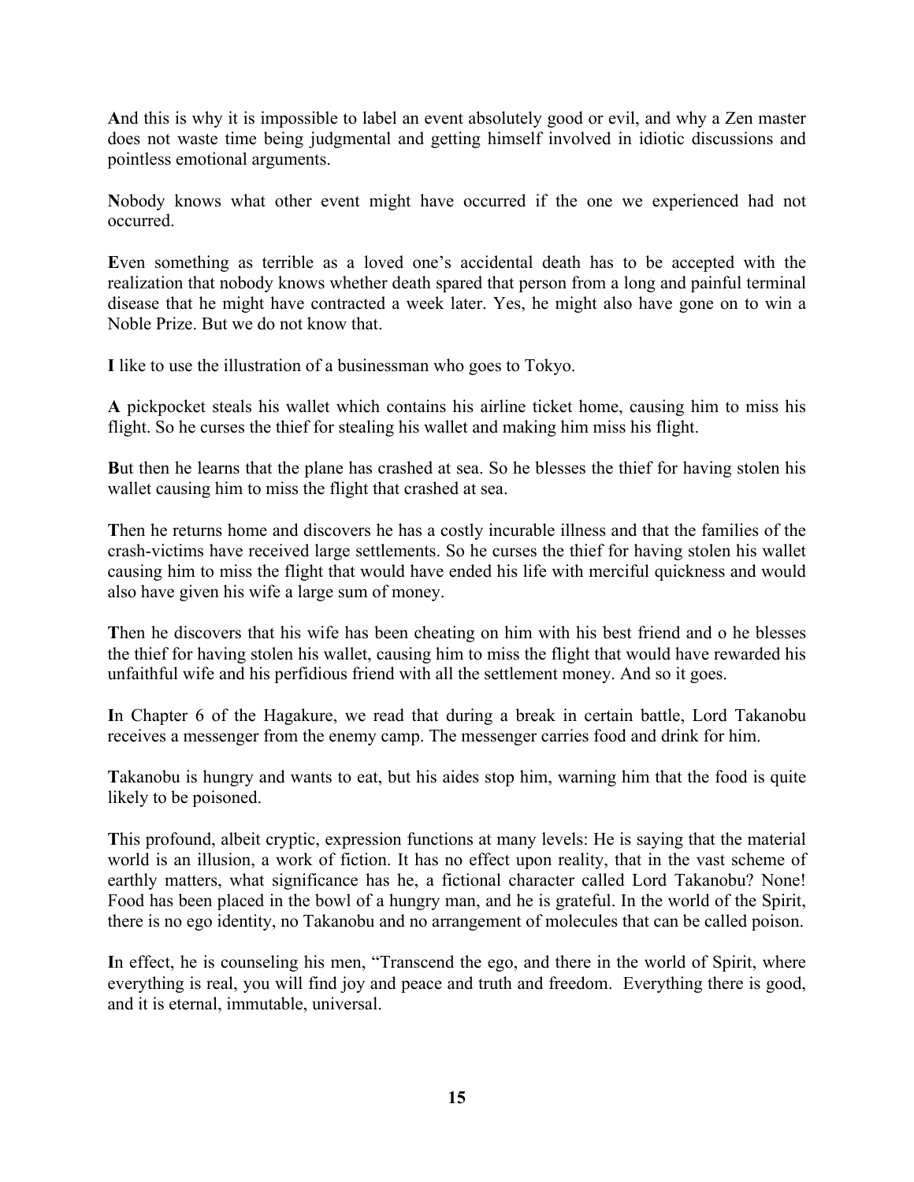**A**nd this is why it is impossible to label an event absolutely good or evil, and why a Zen master does not waste time being judgmental and getting himself involved in idiotic discussions and pointless emotional arguments.

**N**obody knows what other event might have occurred if the one we experienced had not occurred.

**E**ven something as terrible as a loved one's accidental death has to be accepted with the realization that nobody knows whether death spared that person from a long and painful terminal disease that he might have contracted a week later. Yes, he might also have gone on to win a Noble Prize. But we do not know that.

**I** like to use the illustration of a businessman who goes to Tokyo.

**A** pickpocket steals his wallet which contains his airline ticket home, causing him to miss his flight. So he curses the thief for stealing his wallet and making him miss his flight.

**B**ut then he learns that the plane has crashed at sea. So he blesses the thief for having stolen his wallet causing him to miss the flight that crashed at sea.

**T**hen he returns home and discovers he has a costly incurable illness and that the families of the crash-victims have received large settlements. So he curses the thief for having stolen his wallet causing him to miss the flight that would have ended his life with merciful quickness and would also have given his wife a large sum of money.

**T**hen he discovers that his wife has been cheating on him with his best friend and o he blesses the thief for having stolen his wallet, causing him to miss the flight that would have rewarded his unfaithful wife and his perfidious friend with all the settlement money. And so it goes.

**I**n Chapter 6 of the Hagakure, we read that during a break in certain battle, Lord Takanobu receives a messenger from the enemy camp. The messenger carries food and drink for him.

**T**akanobu is hungry and wants to eat, but his aides stop him, warning him that the food is quite likely to be poisoned.

**T**his profound, albeit cryptic, expression functions at many levels: He is saying that the material world is an illusion, a work of fiction. It has no effect upon reality, that in the vast scheme of earthly matters, what significance has he, a fictional character called Lord Takanobu? None! Food has been placed in the bowl of a hungry man, and he is grateful. In the world of the Spirit, there is no ego identity, no Takanobu and no arrangement of molecules that can be called poison.

**I**n effect, he is counseling his men, "Transcend the ego, and there in the world of Spirit, where everything is real, you will find joy and peace and truth and freedom. Everything there is good, and it is eternal, immutable, universal.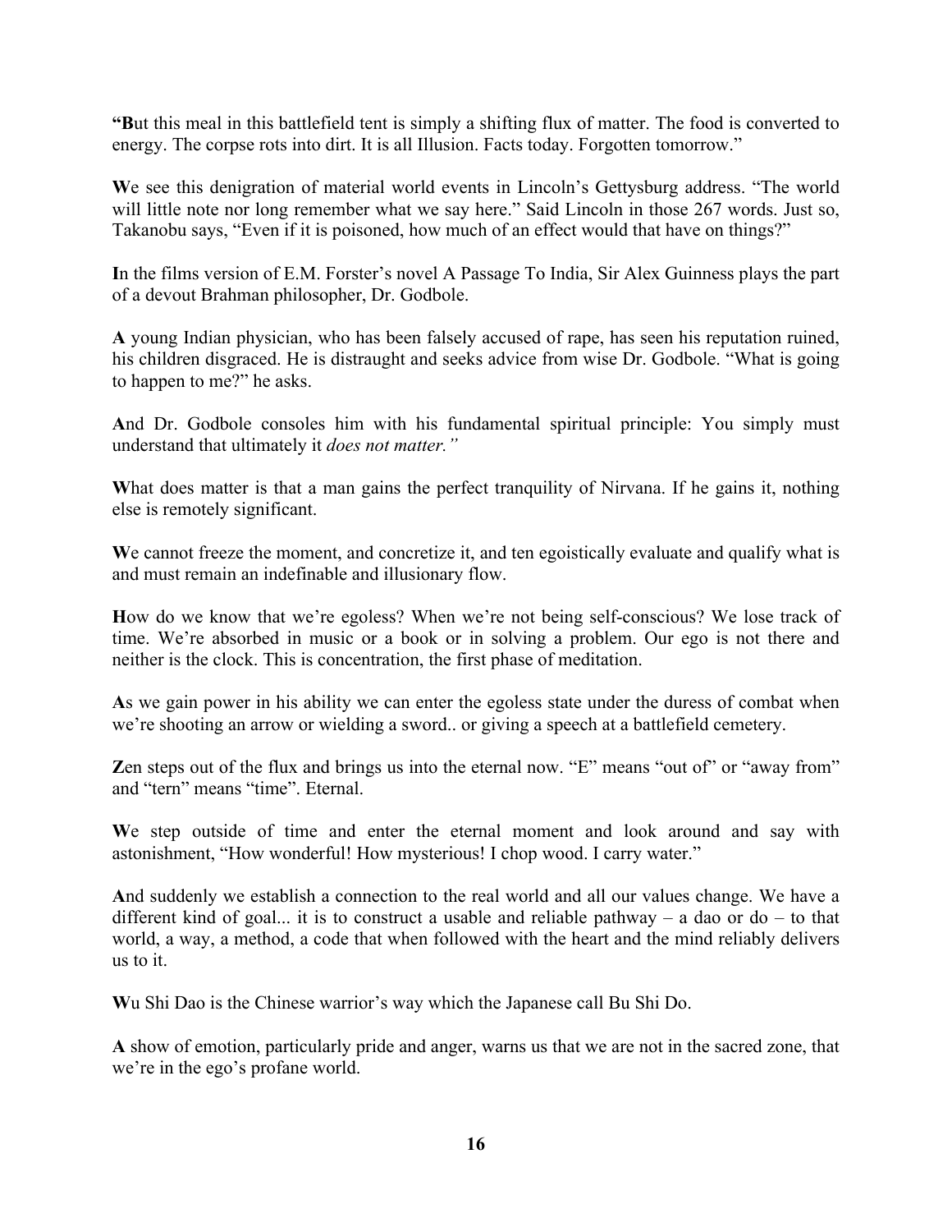**"B**ut this meal in this battlefield tent is simply a shifting flux of matter. The food is converted to energy. The corpse rots into dirt. It is all Illusion. Facts today. Forgotten tomorrow."

**W**e see this denigration of material world events in Lincoln's Gettysburg address. "The world will little note nor long remember what we say here." Said Lincoln in those 267 words. Just so, Takanobu says, "Even if it is poisoned, how much of an effect would that have on things?"

**I**n the films version of E.M. Forster's novel A Passage To India, Sir Alex Guinness plays the part of a devout Brahman philosopher, Dr. Godbole.

**A** young Indian physician, who has been falsely accused of rape, has seen his reputation ruined, his children disgraced. He is distraught and seeks advice from wise Dr. Godbole. "What is going to happen to me?" he asks.

**A**nd Dr. Godbole consoles him with his fundamental spiritual principle: You simply must understand that ultimately it *does not matter."*

**W**hat does matter is that a man gains the perfect tranquility of Nirvana. If he gains it, nothing else is remotely significant.

**W**e cannot freeze the moment, and concretize it, and ten egoistically evaluate and qualify what is and must remain an indefinable and illusionary flow.

**H**ow do we know that we're egoless? When we're not being self-conscious? We lose track of time. We're absorbed in music or a book or in solving a problem. Our ego is not there and neither is the clock. This is concentration, the first phase of meditation.

**A**s we gain power in his ability we can enter the egoless state under the duress of combat when we're shooting an arrow or wielding a sword.. or giving a speech at a battlefield cemetery.

**Z**en steps out of the flux and brings us into the eternal now. "E" means "out of" or "away from" and "tern" means "time". Eternal.

**W**e step outside of time and enter the eternal moment and look around and say with astonishment, "How wonderful! How mysterious! I chop wood. I carry water."

**A**nd suddenly we establish a connection to the real world and all our values change. We have a different kind of goal... it is to construct a usable and reliable pathway – a dao or do – to that world, a way, a method, a code that when followed with the heart and the mind reliably delivers us to it.

**W**u Shi Dao is the Chinese warrior's way which the Japanese call Bu Shi Do.

**A** show of emotion, particularly pride and anger, warns us that we are not in the sacred zone, that we're in the ego's profane world.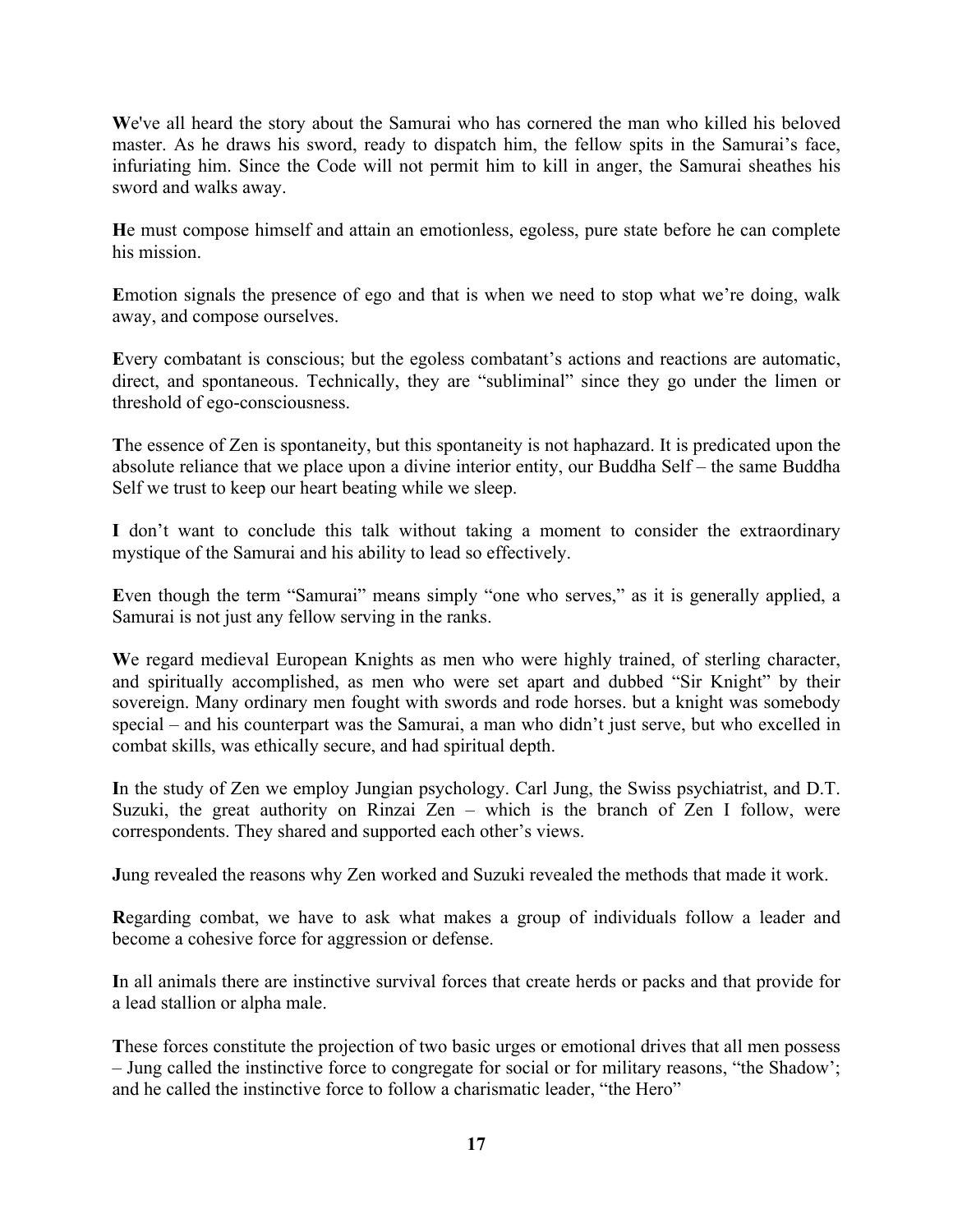**W**e've all heard the story about the Samurai who has cornered the man who killed his beloved master. As he draws his sword, ready to dispatch him, the fellow spits in the Samurai's face, infuriating him. Since the Code will not permit him to kill in anger, the Samurai sheathes his sword and walks away.

**H**e must compose himself and attain an emotionless, egoless, pure state before he can complete his mission.

**E**motion signals the presence of ego and that is when we need to stop what we're doing, walk away, and compose ourselves.

**E**very combatant is conscious; but the egoless combatant's actions and reactions are automatic, direct, and spontaneous. Technically, they are "subliminal" since they go under the limen or threshold of ego-consciousness.

**T**he essence of Zen is spontaneity, but this spontaneity is not haphazard. It is predicated upon the absolute reliance that we place upon a divine interior entity, our Buddha Self – the same Buddha Self we trust to keep our heart beating while we sleep.

**I** don't want to conclude this talk without taking a moment to consider the extraordinary mystique of the Samurai and his ability to lead so effectively.

**E**ven though the term "Samurai" means simply "one who serves," as it is generally applied, a Samurai is not just any fellow serving in the ranks.

**W**e regard medieval European Knights as men who were highly trained, of sterling character, and spiritually accomplished, as men who were set apart and dubbed "Sir Knight" by their sovereign. Many ordinary men fought with swords and rode horses. but a knight was somebody special – and his counterpart was the Samurai, a man who didn't just serve, but who excelled in combat skills, was ethically secure, and had spiritual depth.

**I**n the study of Zen we employ Jungian psychology. Carl Jung, the Swiss psychiatrist, and D.T. Suzuki, the great authority on Rinzai Zen – which is the branch of Zen I follow, were correspondents. They shared and supported each other's views.

**J**ung revealed the reasons why Zen worked and Suzuki revealed the methods that made it work.

**R**egarding combat, we have to ask what makes a group of individuals follow a leader and become a cohesive force for aggression or defense.

**I**n all animals there are instinctive survival forces that create herds or packs and that provide for a lead stallion or alpha male.

**T**hese forces constitute the projection of two basic urges or emotional drives that all men possess – Jung called the instinctive force to congregate for social or for military reasons, "the Shadow'; and he called the instinctive force to follow a charismatic leader, "the Hero"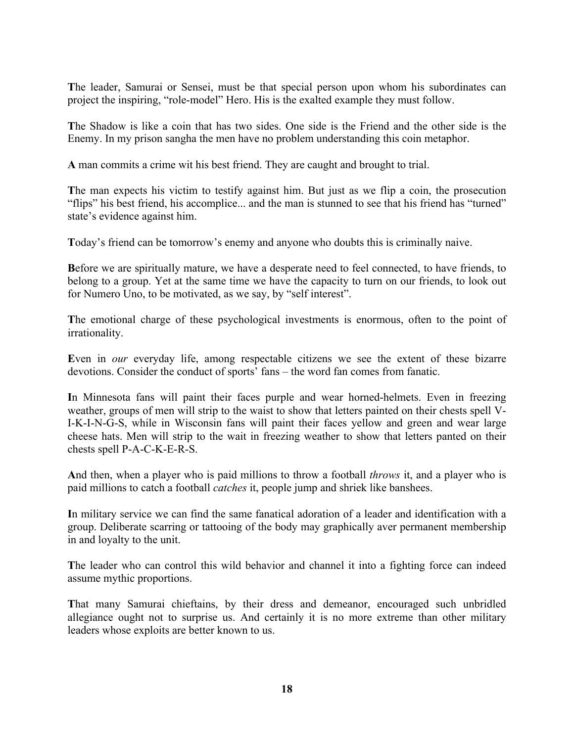**T**he leader, Samurai or Sensei, must be that special person upon whom his subordinates can project the inspiring, “role-model” Hero. His is the exalted example they must follow.

**T**he Shadow is like a coin that has two sides. One side is the Friend and the other side is the Enemy. In my prison sangha the men have no problem understanding this coin metaphor.

**A** man commits a crime wit his best friend. They are caught and brought to trial.

**T**he man expects his victim to testify against him. But just as we flip a coin, the prosecution “flips” his best friend, his accomplice... and the man is stunned to see that his friend has “turned” state’s evidence against him.

**T**oday’s friend can be tomorrow’s enemy and anyone who doubts this is criminally naive.

**B**efore we are spiritually mature, we have a desperate need to feel connected, to have friends, to belong to a group. Yet at the same time we have the capacity to turn on our friends, to look out for Numero Uno, to be motivated, as we say, by “self interest”.

**T**he emotional charge of these psychological investments is enormous, often to the point of irrationality.

**E**ven in *our* everyday life, among respectable citizens we see the extent of these bizarre devotions. Consider the conduct of sports’ fans – the word fan comes from fanatic.

**I**n Minnesota fans will paint their faces purple and wear horned-helmets. Even in freezing weather, groups of men will strip to the waist to show that letters painted on their chests spell V-I-K-I-N-G-S, while in Wisconsin fans will paint their faces yellow and green and wear large cheese hats. Men will strip to the wait in freezing weather to show that letters panted on their chests spell P-A-C-K-E-R-S.

**A**nd then, when a player who is paid millions to throw a football *throws* it, and a player who is paid millions to catch a football *catches* it, people jump and shriek like banshees.

**I**n military service we can find the same fanatical adoration of a leader and identification with a group. Deliberate scarring or tattooing of the body may graphically aver permanent membership in and loyalty to the unit.

**T**he leader who can control this wild behavior and channel it into a fighting force can indeed assume mythic proportions.

**T**hat many Samurai chieftains, by their dress and demeanor, encouraged such unbridled allegiance ought not to surprise us. And certainly it is no more extreme than other military leaders whose exploits are better known to us.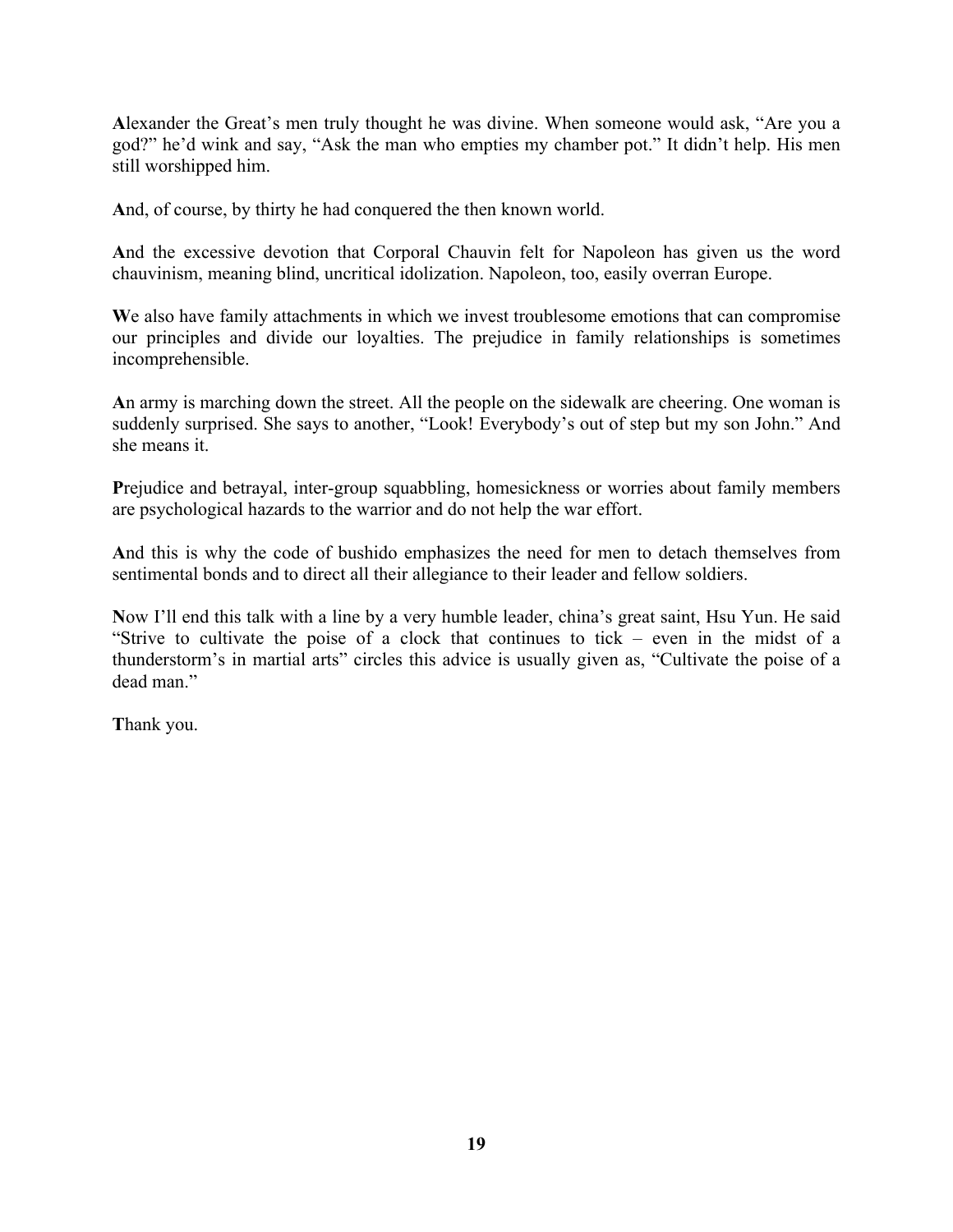**A**lexander the Great's men truly thought he was divine. When someone would ask, "Are you a god?" he'd wink and say, "Ask the man who empties my chamber pot." It didn't help. His men still worshipped him.

**A**nd, of course, by thirty he had conquered the then known world.

**A**nd the excessive devotion that Corporal Chauvin felt for Napoleon has given us the word chauvinism, meaning blind, uncritical idolization. Napoleon, too, easily overran Europe.

**W**e also have family attachments in which we invest troublesome emotions that can compromise our principles and divide our loyalties. The prejudice in family relationships is sometimes incomprehensible.

**A**n army is marching down the street. All the people on the sidewalk are cheering. One woman is suddenly surprised. She says to another, "Look! Everybody's out of step but my son John." And she means it.

**P**rejudice and betrayal, inter-group squabbling, homesickness or worries about family members are psychological hazards to the warrior and do not help the war effort.

**A**nd this is why the code of bushido emphasizes the need for men to detach themselves from sentimental bonds and to direct all their allegiance to their leader and fellow soldiers.

**N**ow I'll end this talk with a line by a very humble leader, china's great saint, Hsu Yun. He said "Strive to cultivate the poise of a clock that continues to tick – even in the midst of a thunderstorm's in martial arts" circles this advice is usually given as, "Cultivate the poise of a dead man."

**T**hank you.